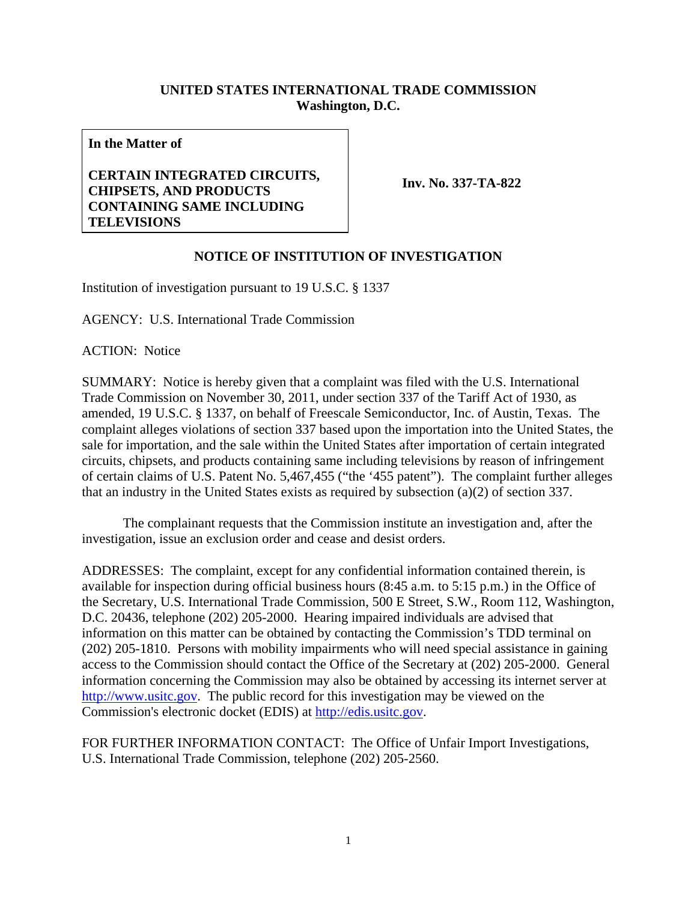**UNITED STATES INTERNATIONAL TRADE COMMISSION**
**Washington, D.C.**

| **In the Matter of**<br><br>**CERTAIN INTEGRATED CIRCUITS, CHIPSETS, AND PRODUCTS CONTAINING SAME INCLUDING TELEVISIONS** | **Inv. No. 337-TA-822** |
|---|---|

**NOTICE OF INSTITUTION OF INVESTIGATION**

Institution of investigation pursuant to 19 U.S.C. § 1337

AGENCY: U.S. International Trade Commission

ACTION: Notice

SUMMARY: Notice is hereby given that a complaint was filed with the U.S. International Trade Commission on November 30, 2011, under section 337 of the Tariff Act of 1930, as amended, 19 U.S.C. § 1337, on behalf of Freescale Semiconductor, Inc. of Austin, Texas. The complaint alleges violations of section 337 based upon the importation into the United States, the sale for importation, and the sale within the United States after importation of certain integrated circuits, chipsets, and products containing same including televisions by reason of infringement of certain claims of U.S. Patent No. 5,467,455 ("the '455 patent"). The complaint further alleges that an industry in the United States exists as required by subsection (a)(2) of section 337.

The complainant requests that the Commission institute an investigation and, after the investigation, issue an exclusion order and cease and desist orders.

ADDRESSES: The complaint, except for any confidential information contained therein, is available for inspection during official business hours (8:45 a.m. to 5:15 p.m.) in the Office of the Secretary, U.S. International Trade Commission, 500 E Street, S.W., Room 112, Washington, D.C. 20436, telephone (202) 205-2000. Hearing impaired individuals are advised that information on this matter can be obtained by contacting the Commission's TDD terminal on (202) 205-1810. Persons with mobility impairments who will need special assistance in gaining access to the Commission should contact the Office of the Secretary at (202) 205-2000. General information concerning the Commission may also be obtained by accessing its internet server at http://www.usitc.gov. The public record for this investigation may be viewed on the Commission's electronic docket (EDIS) at http://edis.usitc.gov.

FOR FURTHER INFORMATION CONTACT: The Office of Unfair Import Investigations, U.S. International Trade Commission, telephone (202) 205-2560.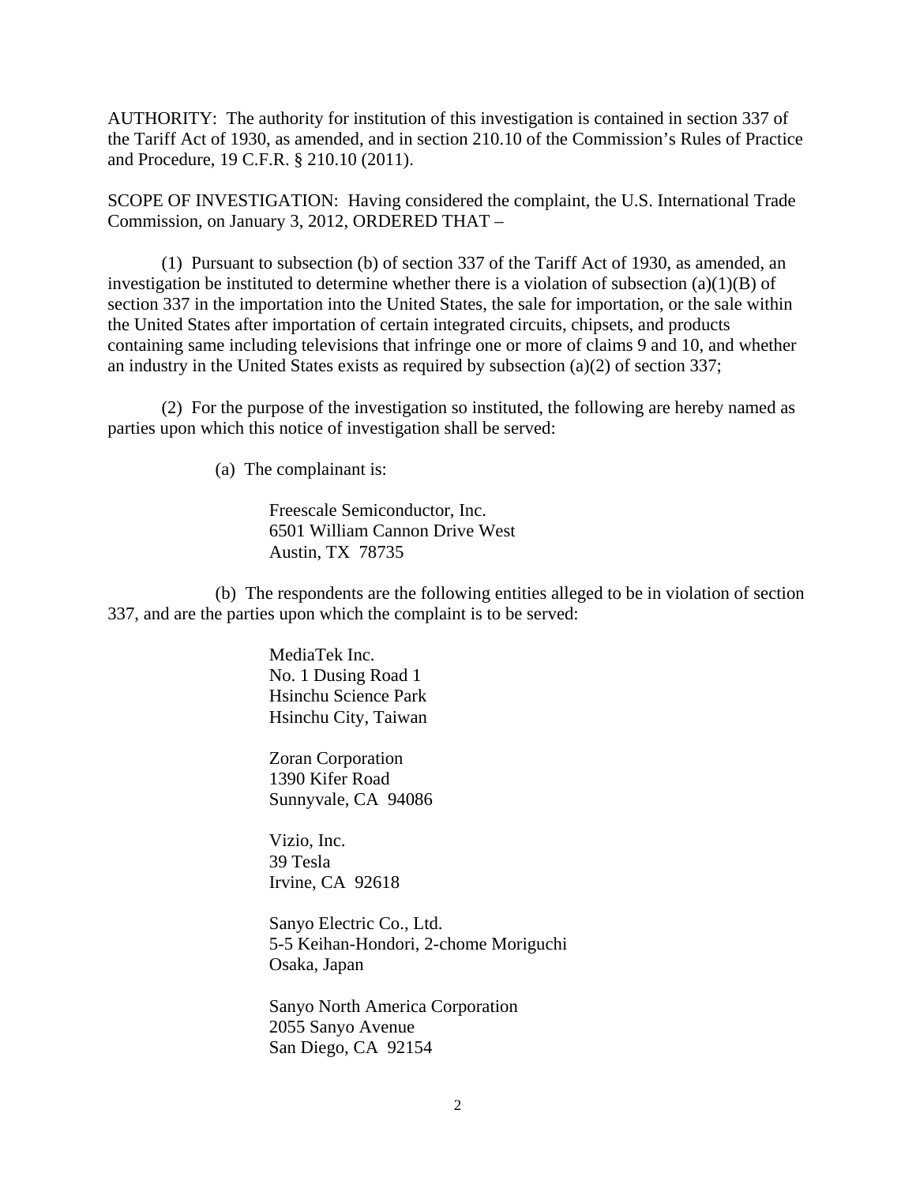AUTHORITY: The authority for institution of this investigation is contained in section 337 of the Tariff Act of 1930, as amended, and in section 210.10 of the Commission's Rules of Practice and Procedure, 19 C.F.R. § 210.10 (2011).

SCOPE OF INVESTIGATION: Having considered the complaint, the U.S. International Trade Commission, on January 3, 2012, ORDERED THAT –

(1) Pursuant to subsection (b) of section 337 of the Tariff Act of 1930, as amended, an investigation be instituted to determine whether there is a violation of subsection (a)(1)(B) of section 337 in the importation into the United States, the sale for importation, or the sale within the United States after importation of certain integrated circuits, chipsets, and products containing same including televisions that infringe one or more of claims 9 and 10, and whether an industry in the United States exists as required by subsection (a)(2) of section 337;

(2) For the purpose of the investigation so instituted, the following are hereby named as parties upon which this notice of investigation shall be served:

(a) The complainant is:

Freescale Semiconductor, Inc.
6501 William Cannon Drive West
Austin, TX 78735

(b) The respondents are the following entities alleged to be in violation of section 337, and are the parties upon which the complaint is to be served:

MediaTek Inc.
No. 1 Dusing Road 1
Hsinchu Science Park
Hsinchu City, Taiwan

Zoran Corporation
1390 Kifer Road
Sunnyvale, CA 94086

Vizio, Inc.
39 Tesla
Irvine, CA 92618

Sanyo Electric Co., Ltd.
5-5 Keihan-Hondori, 2-chome Moriguchi
Osaka, Japan

Sanyo North America Corporation
2055 Sanyo Avenue
San Diego, CA 92154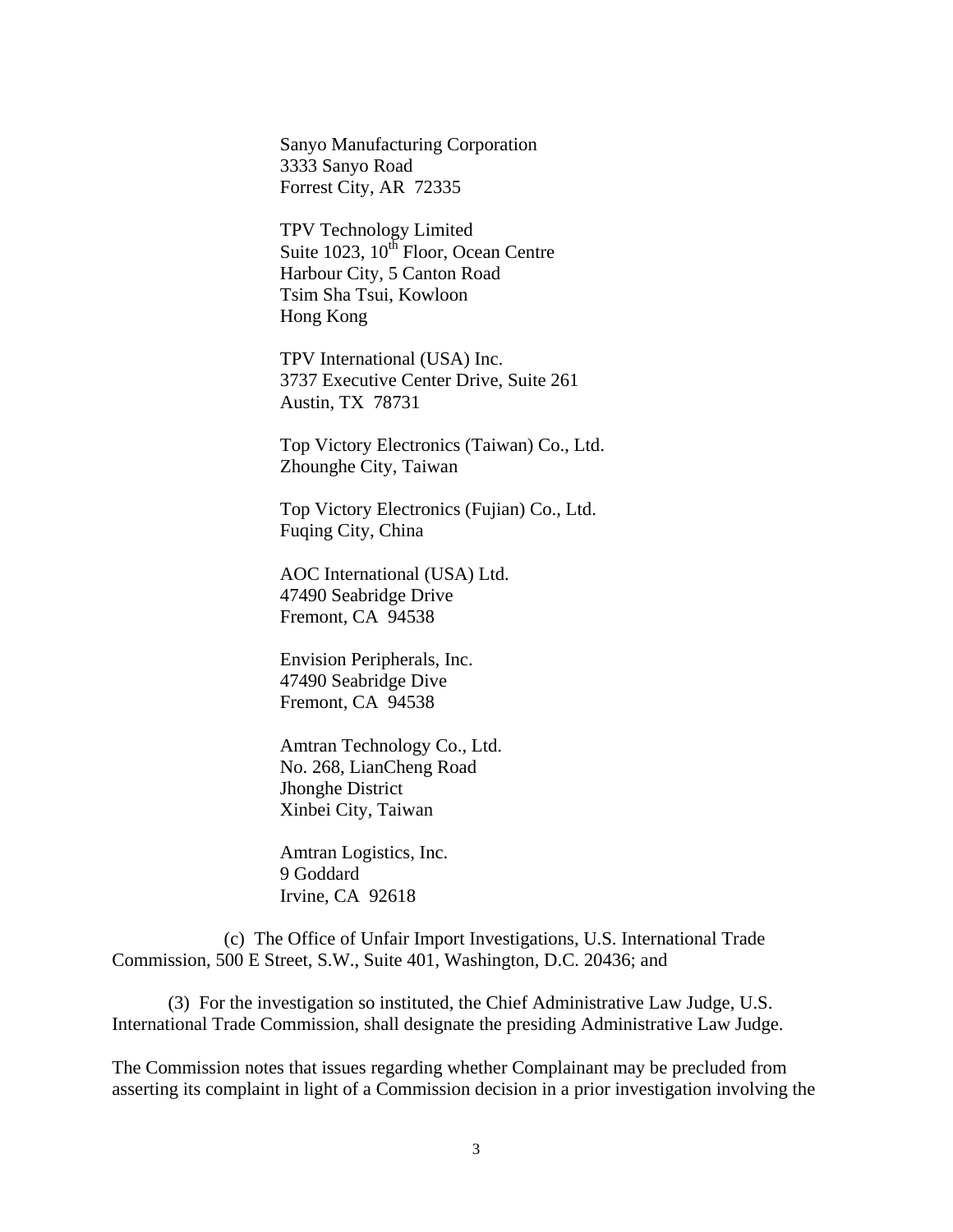Sanyo Manufacturing Corporation
3333 Sanyo Road
Forrest City, AR 72335

TPV Technology Limited
Suite 1023, 10th Floor, Ocean Centre
Harbour City, 5 Canton Road
Tsim Sha Tsui, Kowloon
Hong Kong

TPV International (USA) Inc.
3737 Executive Center Drive, Suite 261
Austin, TX 78731

Top Victory Electronics (Taiwan) Co., Ltd.
Zhounghe City, Taiwan

Top Victory Electronics (Fujian) Co., Ltd.
Fuqing City, China

AOC International (USA) Ltd.
47490 Seabridge Drive
Fremont, CA 94538

Envision Peripherals, Inc.
47490 Seabridge Dive
Fremont, CA 94538

Amtran Technology Co., Ltd.
No. 268, LianCheng Road
Jhonghe District
Xinbei City, Taiwan

Amtran Logistics, Inc.
9 Goddard
Irvine, CA 92618

(c) The Office of Unfair Import Investigations, U.S. International Trade Commission, 500 E Street, S.W., Suite 401, Washington, D.C. 20436; and

(3) For the investigation so instituted, the Chief Administrative Law Judge, U.S. International Trade Commission, shall designate the presiding Administrative Law Judge.

The Commission notes that issues regarding whether Complainant may be precluded from asserting its complaint in light of a Commission decision in a prior investigation involving the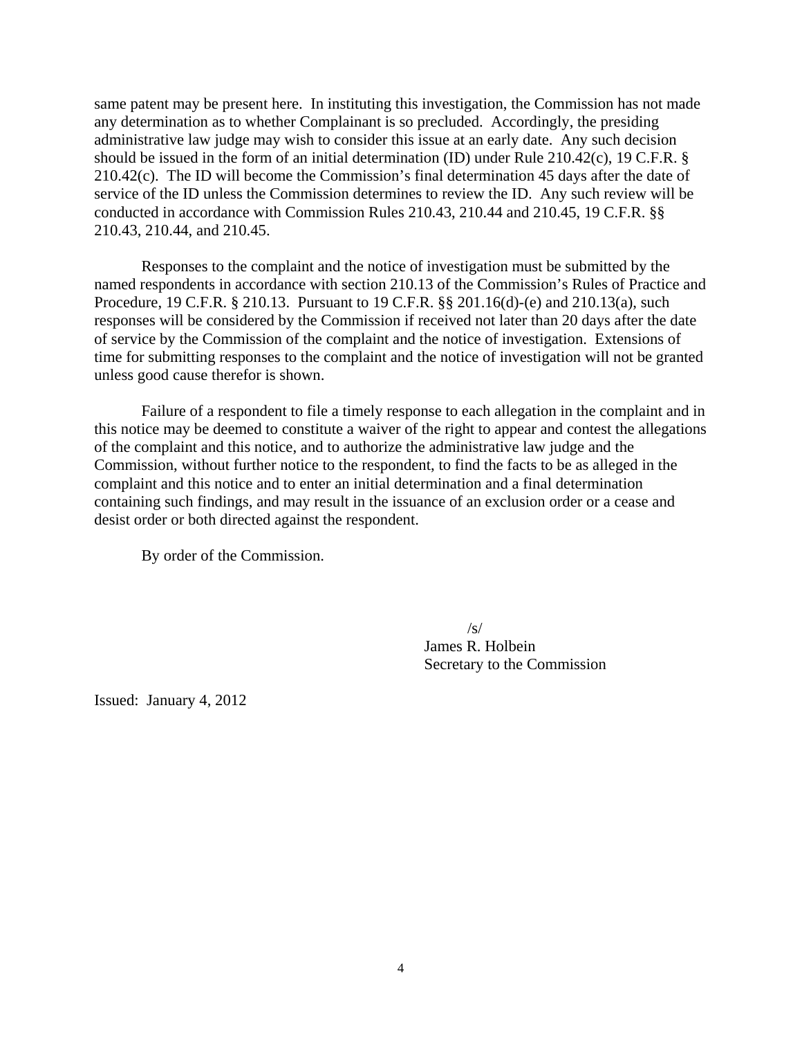same patent may be present here. In instituting this investigation, the Commission has not made any determination as to whether Complainant is so precluded. Accordingly, the presiding administrative law judge may wish to consider this issue at an early date. Any such decision should be issued in the form of an initial determination (ID) under Rule 210.42(c), 19 C.F.R. § 210.42(c). The ID will become the Commission's final determination 45 days after the date of service of the ID unless the Commission determines to review the ID. Any such review will be conducted in accordance with Commission Rules 210.43, 210.44 and 210.45, 19 C.F.R. §§ 210.43, 210.44, and 210.45.

Responses to the complaint and the notice of investigation must be submitted by the named respondents in accordance with section 210.13 of the Commission's Rules of Practice and Procedure, 19 C.F.R. § 210.13. Pursuant to 19 C.F.R. §§ 201.16(d)-(e) and 210.13(a), such responses will be considered by the Commission if received not later than 20 days after the date of service by the Commission of the complaint and the notice of investigation. Extensions of time for submitting responses to the complaint and the notice of investigation will not be granted unless good cause therefor is shown.

Failure of a respondent to file a timely response to each allegation in the complaint and in this notice may be deemed to constitute a waiver of the right to appear and contest the allegations of the complaint and this notice, and to authorize the administrative law judge and the Commission, without further notice to the respondent, to find the facts to be as alleged in the complaint and this notice and to enter an initial determination and a final determination containing such findings, and may result in the issuance of an exclusion order or a cease and desist order or both directed against the respondent.

By order of the Commission.

/s/
James R. Holbein
Secretary to the Commission

Issued: January 4, 2012